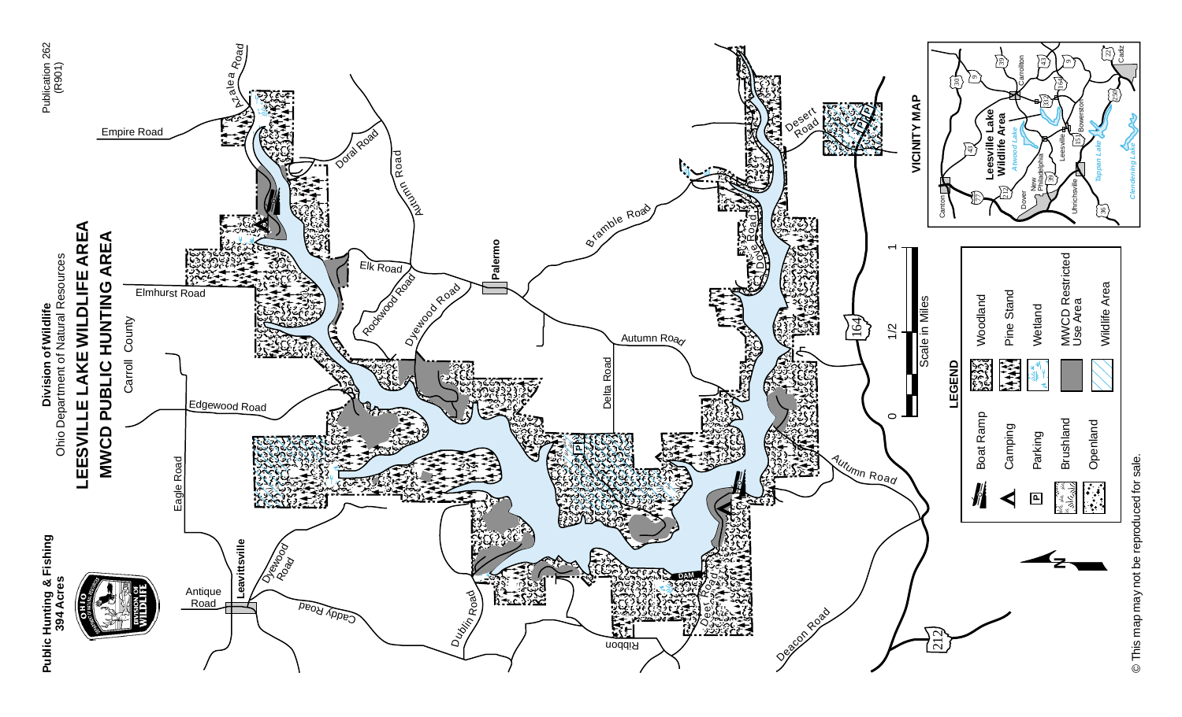Public Hunting & Fishing
394 Acres

Division of Wildlife
Ohio Department of Natural Resources

# LEESVILLE LAKE WILDLIFE AREA
# MWCD PUBLIC HUNTING AREA

Carroll County

Publication 262
(R901)

Empire Road
Azalea Road
Doral Road
Autumn Road
Elmhurst Road
Elk Road
Rockwood Road
Dyewood Road
Palermo
Bramble Road
Desert Road
Doe Road
Autumn Road
Delta Road
Edgewood Road
Eagle Road
Leavittsville
Antique Road
Caddy Road
Dyewood Road
Dublin Road
Ribbon
Deer Road
DAM
Deacon Road
Autumn Road
164
212

Scale in Miles: 0, 1/2, 1

## LEGEND

| | |
|---|---|
| Boat Ramp | Woodland |
| Camping | Pine Stand |
| Parking | Wetland |
| Brushland | MWCD Restricted Use Area |
| Openland | Wildlife Area |

## VICINITY MAP

Leesville Lake Wildlife Area, Atwood Lake, Tappan Lake, Clendening Lake, Canton, Carrollton, Dover, New Philadelphia, Leesville, Bowerstown, Uhrichsville, Cadiz, 30, 39, 9, 43, 164, 332, 250, 22, 151, 36, 212, 77

© This map may not be reproduced for sale.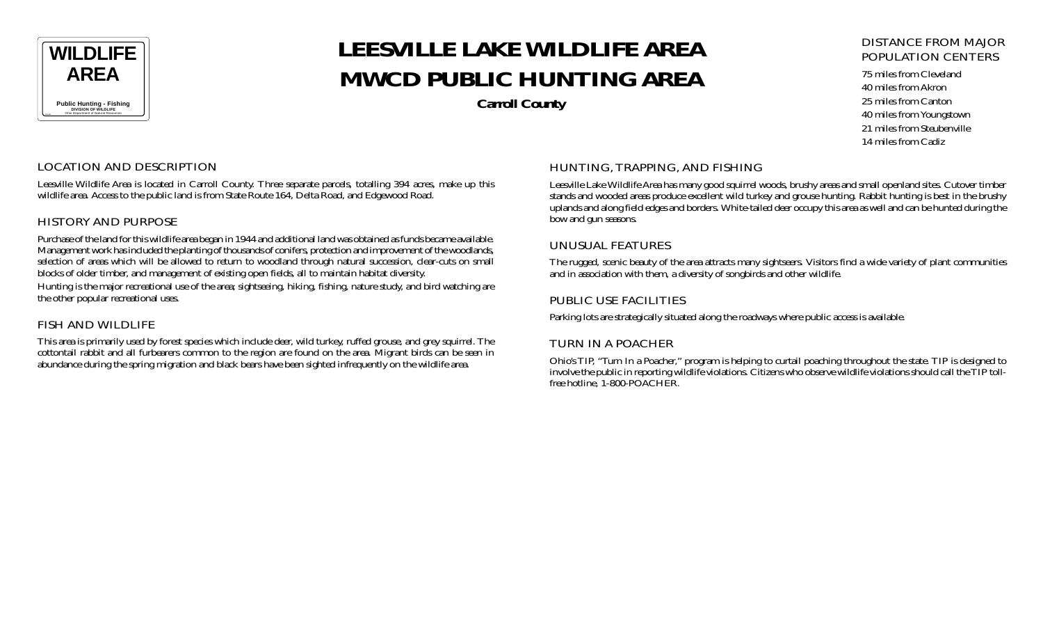WILDLIFE AREA

Public Hunting - Fishing
DIVISION OF WILDLIFE
Ohio Department of Natural Resources

# LEESVILLE LAKE WILDLIFE AREA
# MWCD PUBLIC HUNTING AREA

**Carroll County**

## DISTANCE FROM MAJOR POPULATION CENTERS

75 miles from Cleveland
40 miles from Akron
25 miles from Canton
40 miles from Youngstown
21 miles from Steubenville
14 miles from Cadiz

## LOCATION AND DESCRIPTION

Leesville Wildlife Area is located in Carroll County. Three separate parcels, totalling 394 acres, make up this wildlife area. Access to the public land is from State Route 164, Delta Road, and Edgewood Road.

## HISTORY AND PURPOSE

Purchase of the land for this wildlife area began in 1944 and additional land was obtained as funds became available. Management work has included the planting of thousands of conifers, protection and improvement of the woodlands, selection of areas which will be allowed to return to woodland through natural succession, clear-cuts on small blocks of older timber, and management of existing open fields, all to maintain habitat diversity.

Hunting is the major recreational use of the area; sightseeing, hiking, fishing, nature study, and bird watching are the other popular recreational uses.

## FISH AND WILDLIFE

This area is primarily used by forest species which include deer, wild turkey, ruffed grouse, and grey squirrel. The cottontail rabbit and all furbearers common to the region are found on the area. Migrant birds can be seen in abundance during the spring migration and black bears have been sighted infrequently on the wildlife area.

## HUNTING, TRAPPING, AND FISHING

Leesville Lake Wildlife Area has many good squirrel woods, brushy areas and small openland sites. Cutover timber stands and wooded areas produce excellent wild turkey and grouse hunting. Rabbit hunting is best in the brushy uplands and along field edges and borders. White-tailed deer occupy this area as well and can be hunted during the bow and gun seasons.

## UNUSUAL FEATURES

The rugged, scenic beauty of the area attracts many sightseers. Visitors find a wide variety of plant communities and in association with them, a diversity of songbirds and other wildlife.

## PUBLIC USE FACILITIES

Parking lots are strategically situated along the roadways where public access is available.

## TURN IN A POACHER

Ohio's TIP, "Turn In a Poacher," program is helping to curtail poaching throughout the state. TIP is designed to involve the public in reporting wildlife violations. Citizens who observe wildlife violations should call the TIP toll-free hotline, 1-800-POACHER.